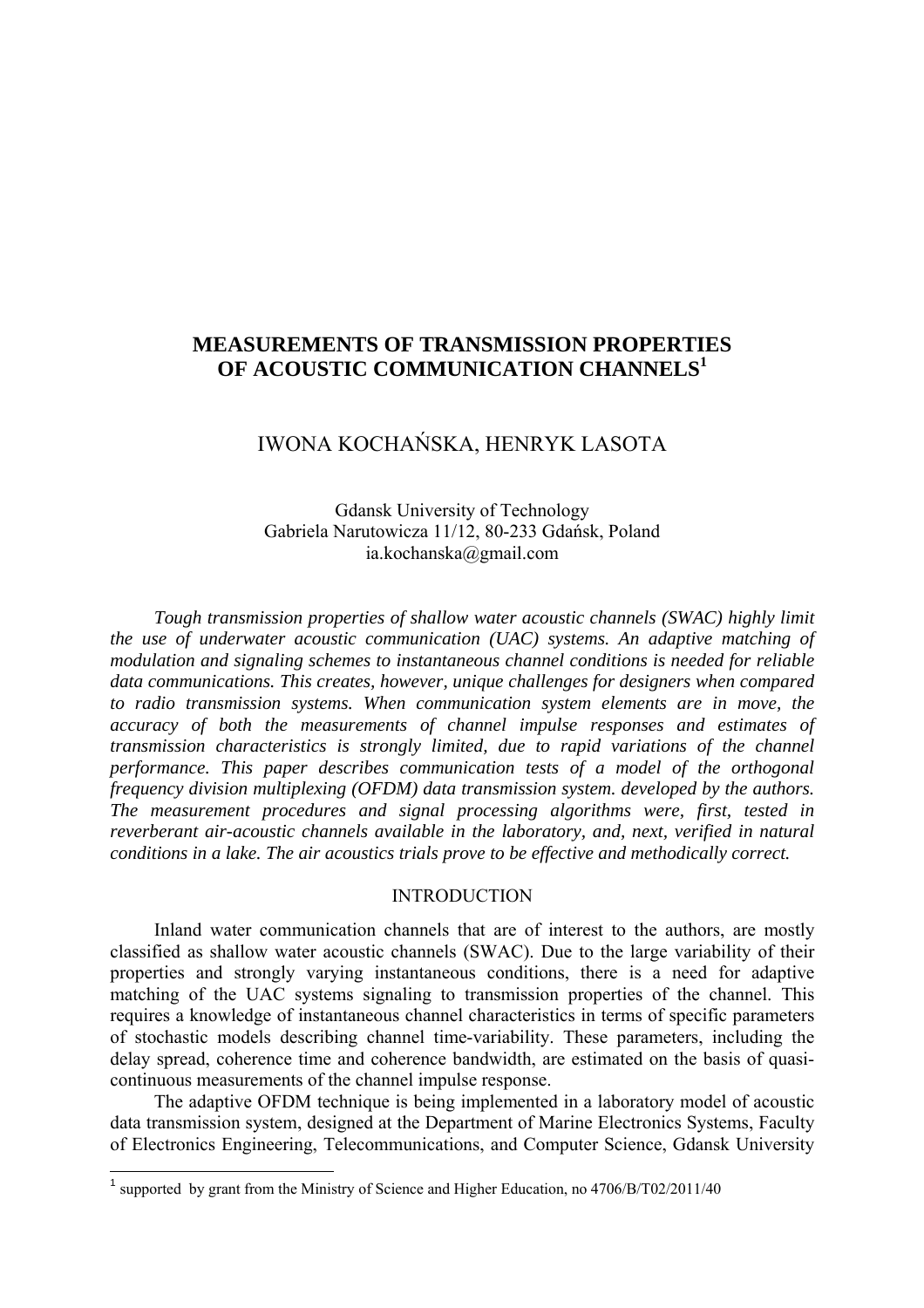# MEASUREMENTS OF TRANSMISSION PROPERTIES OF ACOUSTIC COMMUNICATION CHANNELS[1]

IWONA KOCHAŃSKA, HENRYK LASOTA

Gdansk University of Technology
Gabriela Narutowicza 11/12, 80-233 Gdańsk, Poland
ia.kochanska@gmail.com

*Tough transmission properties of shallow water acoustic channels (SWAC) highly limit the use of underwater acoustic communication (UAC) systems. An adaptive matching of modulation and signaling schemes to instantaneous channel conditions is needed for reliable data communications. This creates, however, unique challenges for designers when compared to radio transmission systems. When communication system elements are in move, the accuracy of both the measurements of channel impulse responses and estimates of transmission characteristics is strongly limited, due to rapid variations of the channel performance. This paper describes communication tests of a model of the orthogonal frequency division multiplexing (OFDM) data transmission system. developed by the authors. The measurement procedures and signal processing algorithms were, first, tested in reverberant air-acoustic channels available in the laboratory, and, next, verified in natural conditions in a lake. The air acoustics trials prove to be effective and methodically correct.*

## INTRODUCTION

Inland water communication channels that are of interest to the authors, are mostly classified as shallow water acoustic channels (SWAC). Due to the large variability of their properties and strongly varying instantaneous conditions, there is a need for adaptive matching of the UAC systems signaling to transmission properties of the channel. This requires a knowledge of instantaneous channel characteristics in terms of specific parameters of stochastic models describing channel time-variability. These parameters, including the delay spread, coherence time and coherence bandwidth, are estimated on the basis of quasi-continuous measurements of the channel impulse response.

The adaptive OFDM technique is being implemented in a laboratory model of acoustic data transmission system, designed at the Department of Marine Electronics Systems, Faculty of Electronics Engineering, Telecommunications, and Computer Science, Gdansk University

---

[1] supported by grant from the Ministry of Science and Higher Education, no 4706/B/T02/2011/40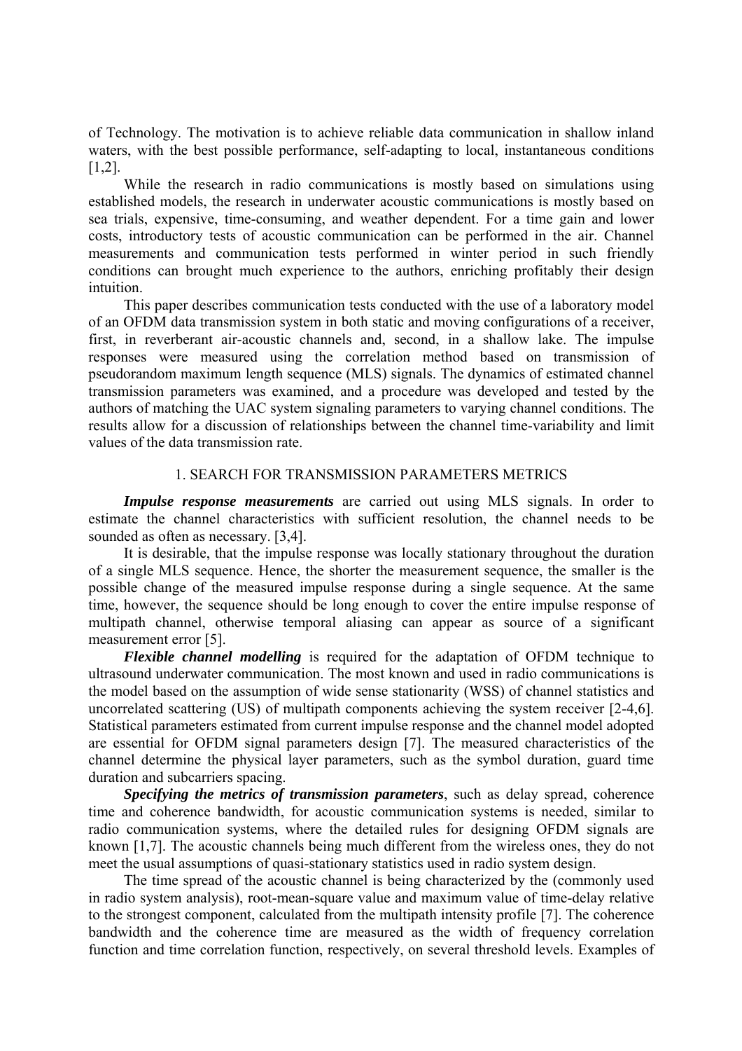of Technology. The motivation is to achieve reliable data communication in shallow inland waters, with the best possible performance, self-adapting to local, instantaneous conditions [1,2].

While the research in radio communications is mostly based on simulations using established models, the research in underwater acoustic communications is mostly based on sea trials, expensive, time-consuming, and weather dependent. For a time gain and lower costs, introductory tests of acoustic communication can be performed in the air. Channel measurements and communication tests performed in winter period in such friendly conditions can brought much experience to the authors, enriching profitably their design intuition.

This paper describes communication tests conducted with the use of a laboratory model of an OFDM data transmission system in both static and moving configurations of a receiver, first, in reverberant air-acoustic channels and, second, in a shallow lake. The impulse responses were measured using the correlation method based on transmission of pseudorandom maximum length sequence (MLS) signals. The dynamics of estimated channel transmission parameters was examined, and a procedure was developed and tested by the authors of matching the UAC system signaling parameters to varying channel conditions. The results allow for a discussion of relationships between the channel time-variability and limit values of the data transmission rate.

## 1. SEARCH FOR TRANSMISSION PARAMETERS METRICS

***Impulse response measurements*** are carried out using MLS signals. In order to estimate the channel characteristics with sufficient resolution, the channel needs to be sounded as often as necessary. [3,4].

It is desirable, that the impulse response was locally stationary throughout the duration of a single MLS sequence. Hence, the shorter the measurement sequence, the smaller is the possible change of the measured impulse response during a single sequence. At the same time, however, the sequence should be long enough to cover the entire impulse response of multipath channel, otherwise temporal aliasing can appear as source of a significant measurement error [5].

***Flexible channel modelling*** is required for the adaptation of OFDM technique to ultrasound underwater communication. The most known and used in radio communications is the model based on the assumption of wide sense stationarity (WSS) of channel statistics and uncorrelated scattering (US) of multipath components achieving the system receiver [2-4,6]. Statistical parameters estimated from current impulse response and the channel model adopted are essential for OFDM signal parameters design [7]. The measured characteristics of the channel determine the physical layer parameters, such as the symbol duration, guard time duration and subcarriers spacing.

***Specifying the metrics of transmission parameters***, such as delay spread, coherence time and coherence bandwidth, for acoustic communication systems is needed, similar to radio communication systems, where the detailed rules for designing OFDM signals are known [1,7]. The acoustic channels being much different from the wireless ones, they do not meet the usual assumptions of quasi-stationary statistics used in radio system design.

The time spread of the acoustic channel is being characterized by the (commonly used in radio system analysis), root-mean-square value and maximum value of time-delay relative to the strongest component, calculated from the multipath intensity profile [7]. The coherence bandwidth and the coherence time are measured as the width of frequency correlation function and time correlation function, respectively, on several threshold levels. Examples of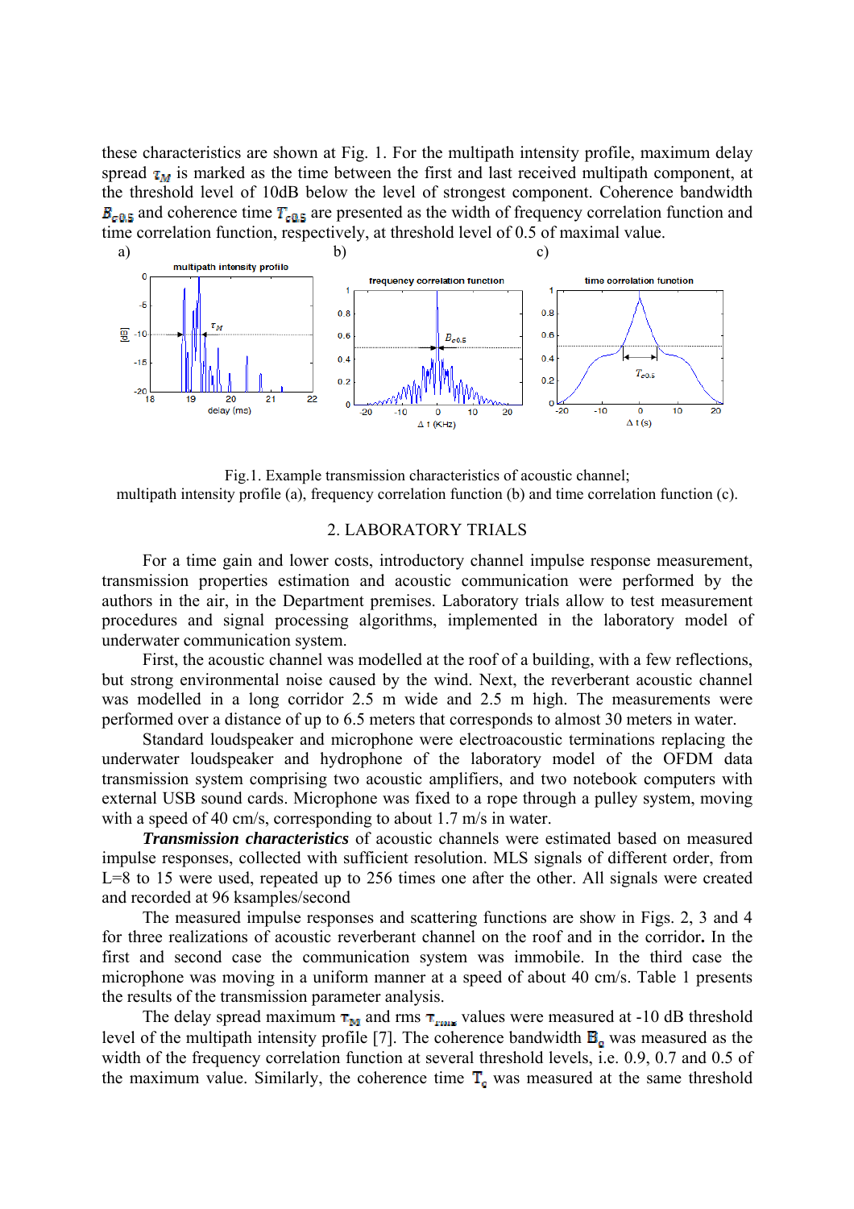these characteristics are shown at Fig. 1. For the multipath intensity profile, maximum delay spread $\tau_M$ is marked as the time between the first and last received multipath component, at the threshold level of 10dB below the level of strongest component. Coherence bandwidth $B_{c0.5}$ and coherence time $T_{c0.5}$ are presented as the width of frequency correlation function and time correlation function, respectively, at threshold level of 0.5 of maximal value.

Fig.1. Example transmission characteristics of acoustic channel;
multipath intensity profile (a), frequency correlation function (b) and time correlation function (c).

## 2. LABORATORY TRIALS

For a time gain and lower costs, introductory channel impulse response measurement, transmission properties estimation and acoustic communication were performed by the authors in the air, in the Department premises. Laboratory trials allow to test measurement procedures and signal processing algorithms, implemented in the laboratory model of underwater communication system.

First, the acoustic channel was modelled at the roof of a building, with a few reflections, but strong environmental noise caused by the wind. Next, the reverberant acoustic channel was modelled in a long corridor 2.5 m wide and 2.5 m high. The measurements were performed over a distance of up to 6.5 meters that corresponds to almost 30 meters in water.

Standard loudspeaker and microphone were electroacoustic terminations replacing the underwater loudspeaker and hydrophone of the laboratory model of the OFDM data transmission system comprising two acoustic amplifiers, and two notebook computers with external USB sound cards. Microphone was fixed to a rope through a pulley system, moving with a speed of 40 cm/s, corresponding to about 1.7 m/s in water.

***Transmission characteristics*** of acoustic channels were estimated based on measured impulse responses, collected with sufficient resolution. MLS signals of different order, from L=8 to 15 were used, repeated up to 256 times one after the other. All signals were created and recorded at 96 ksamples/second

The measured impulse responses and scattering functions are show in Figs. 2, 3 and 4 for three realizations of acoustic reverberant channel on the roof and in the corridor**.** In the first and second case the communication system was immobile. In the third case the microphone was moving in a uniform manner at a speed of about 40 cm/s. Table 1 presents the results of the transmission parameter analysis.

The delay spread maximum $\tau_M$ and rms $\tau_{rms}$ values were measured at -10 dB threshold level of the multipath intensity profile [7]. The coherence bandwidth $B_c$ was measured as the width of the frequency correlation function at several threshold levels, i.e. 0.9, 0.7 and 0.5 of the maximum value. Similarly, the coherence time $T_c$ was measured at the same threshold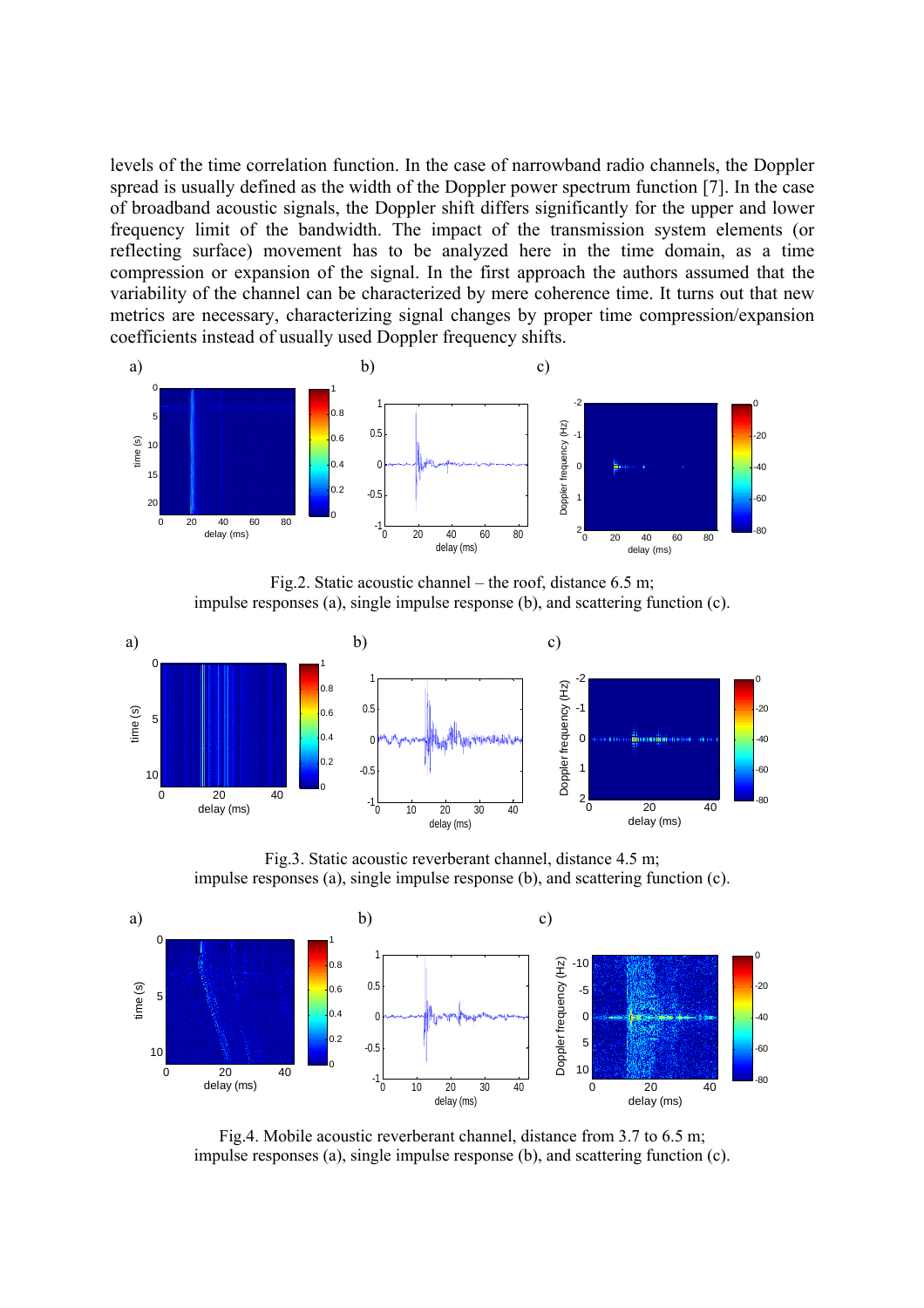levels of the time correlation function. In the case of narrowband radio channels, the Doppler spread is usually defined as the width of the Doppler power spectrum function [7]. In the case of broadband acoustic signals, the Doppler shift differs significantly for the upper and lower frequency limit of the bandwidth. The impact of the transmission system elements (or reflecting surface) movement has to be analyzed here in the time domain, as a time compression or expansion of the signal. In the first approach the authors assumed that the variability of the channel can be characterized by mere coherence time. It turns out that new metrics are necessary, characterizing signal changes by proper time compression/expansion coefficients instead of usually used Doppler frequency shifts.

Fig.2. Static acoustic channel – the roof, distance 6.5 m;
impulse responses (a), single impulse response (b), and scattering function (c).

Fig.3. Static acoustic reverberant channel, distance 4.5 m;
impulse responses (a), single impulse response (b), and scattering function (c).

Fig.4. Mobile acoustic reverberant channel, distance from 3.7 to 6.5 m;
impulse responses (a), single impulse response (b), and scattering function (c).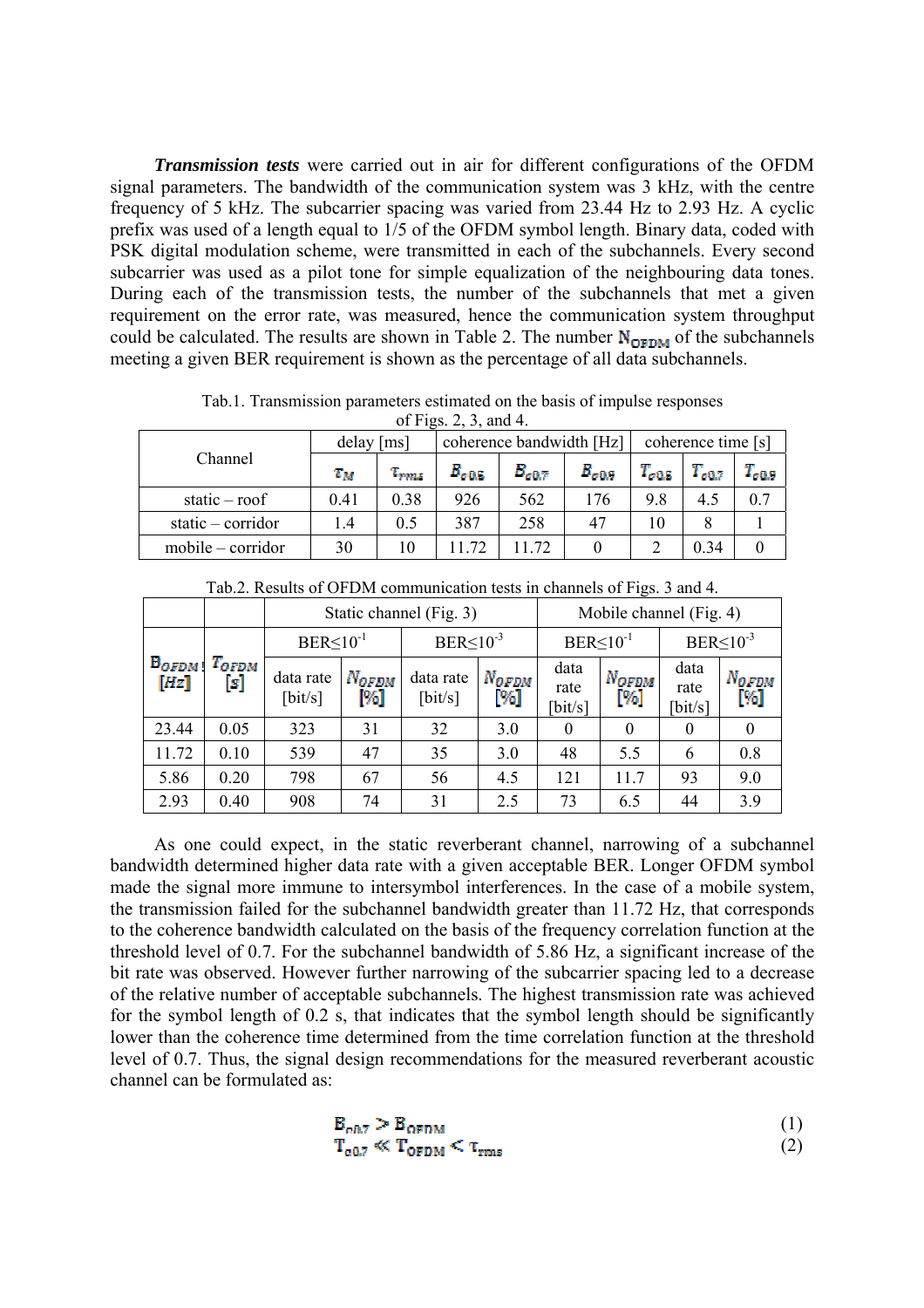***Transmission tests*** were carried out in air for different configurations of the OFDM signal parameters. The bandwidth of the communication system was 3 kHz, with the centre frequency of 5 kHz. The subcarrier spacing was varied from 23.44 Hz to 2.93 Hz. A cyclic prefix was used of a length equal to 1/5 of the OFDM symbol length. Binary data, coded with PSK digital modulation scheme, were transmitted in each of the subchannels. Every second subcarrier was used as a pilot tone for simple equalization of the neighbouring data tones. During each of the transmission tests, the number of the subchannels that met a given requirement on the error rate, was measured, hence the communication system throughput could be calculated. The results are shown in Table 2. The number $N_{OFDM}$ of the subchannels meeting a given BER requirement is shown as the percentage of all data subchannels.

Tab.1. Transmission parameters estimated on the basis of impulse responses of Figs. 2, 3, and 4.

| Channel | delay [ms] | | coherence bandwidth [Hz] | | | coherence time [s] | | |
|---|---|---|---|---|---|---|---|---|
| | $\tau_M$ | $\tau_{rms}$ | $B_{c0.5}$ | $B_{c0.7}$ | $B_{c0.9}$ | $T_{c0.5}$ | $T_{c0.7}$ | $T_{c0.9}$ |
| static – roof | 0.41 | 0.38 | 926 | 562 | 176 | 9.8 | 4.5 | 0.7 |
| static – corridor | 1.4 | 0.5 | 387 | 258 | 47 | 10 | 8 | 1 |
| mobile – corridor | 30 | 10 | 11.72 | 11.72 | 0 | 2 | 0.34 | 0 |

Tab.2. Results of OFDM communication tests in channels of Figs. 3 and 4.

| | | Static channel (Fig. 3) | | | | Mobile channel (Fig. 4) | | | |
|---|---|---|---|---|---|---|---|---|---|
| | | BER≤$10^{-1}$ | | BER≤$10^{-3}$ | | BER≤$10^{-1}$ | | BER≤$10^{-3}$ | |
| $B_{OFDM}$ [Hz] | $T_{OFDM}$ [s] | data rate [bit/s] | $N_{OFDM}$ [%] | data rate [bit/s] | $N_{OFDM}$ [%] | data rate [bit/s] | $N_{OFDM}$ [%] | data rate [bit/s] | $N_{OFDM}$ [%] |
| 23.44 | 0.05 | 323 | 31 | 32 | 3.0 | 0 | 0 | 0 | 0 |
| 11.72 | 0.10 | 539 | 47 | 35 | 3.0 | 48 | 5.5 | 6 | 0.8 |
| 5.86 | 0.20 | 798 | 67 | 56 | 4.5 | 121 | 11.7 | 93 | 9.0 |
| 2.93 | 0.40 | 908 | 74 | 31 | 2.5 | 73 | 6.5 | 44 | 3.9 |

As one could expect, in the static reverberant channel, narrowing of a subchannel bandwidth determined higher data rate with a given acceptable BER. Longer OFDM symbol made the signal more immune to intersymbol interferences. In the case of a mobile system, the transmission failed for the subchannel bandwidth greater than 11.72 Hz, that corresponds to the coherence bandwidth calculated on the basis of the frequency correlation function at the threshold level of 0.7. For the subchannel bandwidth of 5.86 Hz, a significant increase of the bit rate was observed. However further narrowing of the subcarrier spacing led to a decrease of the relative number of acceptable subchannels. The highest transmission rate was achieved for the symbol length of 0.2 s, that indicates that the symbol length should be significantly lower than the coherence time determined from the time correlation function at the threshold level of 0.7. Thus, the signal design recommendations for the measured reverberant acoustic channel can be formulated as:

$$B_{c0.7} > B_{OFDM} \tag{1}$$

$$T_{c0.7} \ll T_{OFDM} < \tau_{rms} \tag{2}$$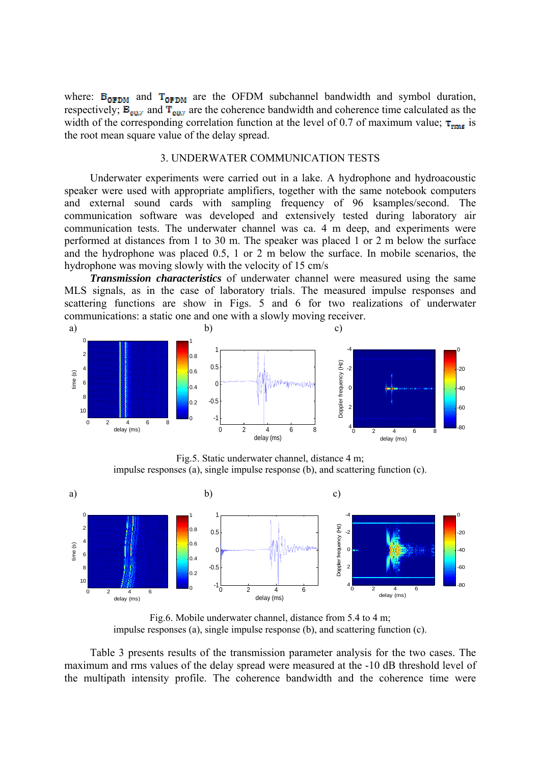where: $B_{OFDM}$ and $T_{OFDM}$ are the OFDM subchannel bandwidth and symbol duration, respectively; $B_{0.7}$ and $T_{0.7}$ are the coherence bandwidth and coherence time calculated as the width of the corresponding correlation function at the level of 0.7 of maximum value; $\tau_{rms}$ is the root mean square value of the delay spread.

## 3. UNDERWATER COMMUNICATION TESTS

Underwater experiments were carried out in a lake. A hydrophone and hydroacoustic speaker were used with appropriate amplifiers, together with the same notebook computers and external sound cards with sampling frequency of 96 ksamples/second. The communication software was developed and extensively tested during laboratory air communication tests. The underwater channel was ca. 4 m deep, and experiments were performed at distances from 1 to 30 m. The speaker was placed 1 or 2 m below the surface and the hydrophone was placed 0.5, 1 or 2 m below the surface. In mobile scenarios, the hydrophone was moving slowly with the velocity of 15 cm/s

***Transmission characteristics*** of underwater channel were measured using the same MLS signals, as in the case of laboratory trials. The measured impulse responses and scattering functions are show in Figs. 5 and 6 for two realizations of underwater communications: a static one and one with a slowly moving receiver.

Fig.5. Static underwater channel, distance 4 m;
impulse responses (a), single impulse response (b), and scattering function (c).

Fig.6. Mobile underwater channel, distance from 5.4 to 4 m;
impulse responses (a), single impulse response (b), and scattering function (c).

Table 3 presents results of the transmission parameter analysis for the two cases. The maximum and rms values of the delay spread were measured at the -10 dB threshold level of the multipath intensity profile. The coherence bandwidth and the coherence time were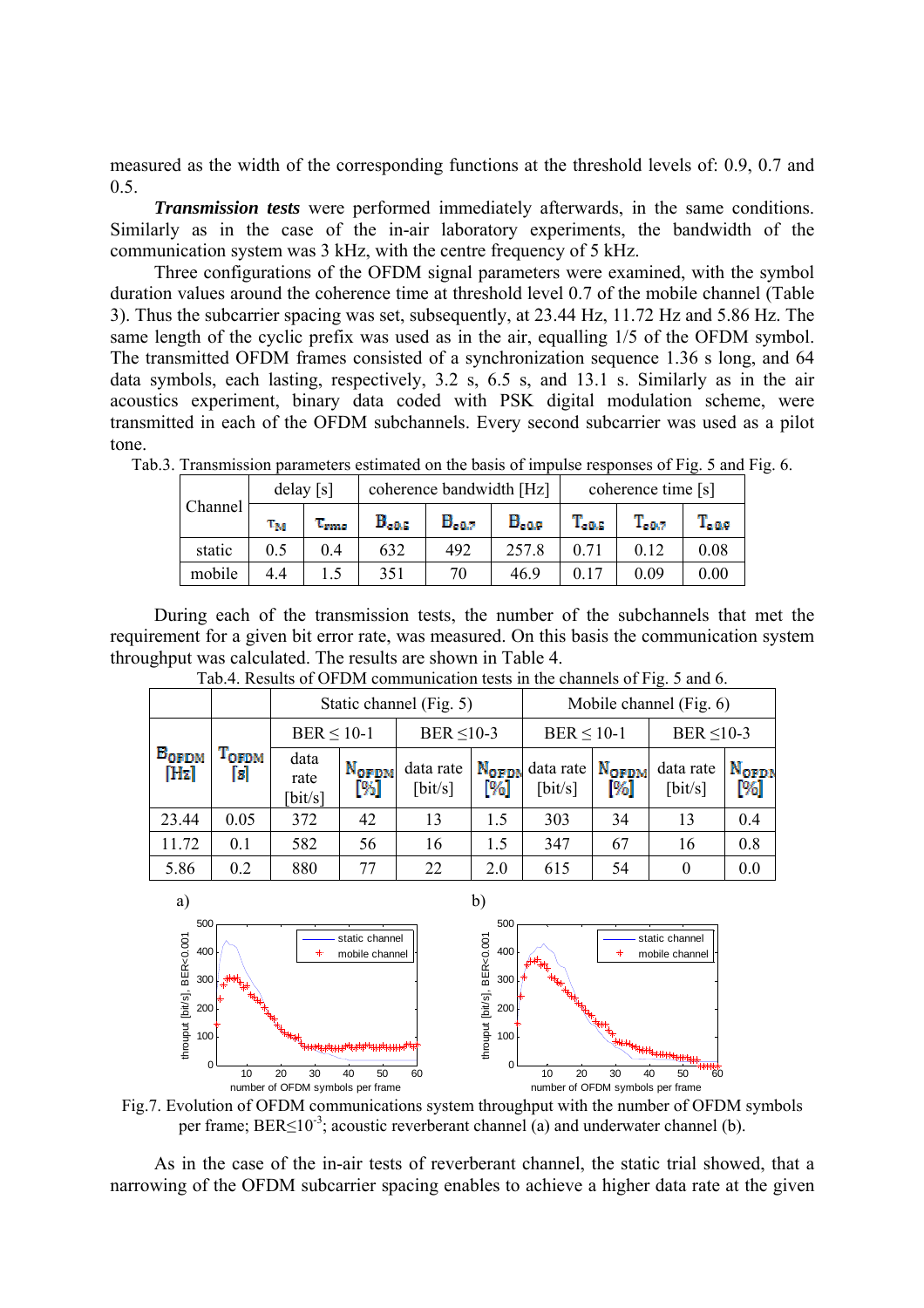measured as the width of the corresponding functions at the threshold levels of: 0.9, 0.7 and 0.5.

***Transmission tests*** were performed immediately afterwards, in the same conditions. Similarly as in the case of the in-air laboratory experiments, the bandwidth of the communication system was 3 kHz, with the centre frequency of 5 kHz.

Three configurations of the OFDM signal parameters were examined, with the symbol duration values around the coherence time at threshold level 0.7 of the mobile channel (Table 3). Thus the subcarrier spacing was set, subsequently, at 23.44 Hz, 11.72 Hz and 5.86 Hz. The same length of the cyclic prefix was used as in the air, equalling 1/5 of the OFDM symbol. The transmitted OFDM frames consisted of a synchronization sequence 1.36 s long, and 64 data symbols, each lasting, respectively, 3.2 s, 6.5 s, and 13.1 s. Similarly as in the air acoustics experiment, binary data coded with PSK digital modulation scheme, were transmitted in each of the OFDM subchannels. Every second subcarrier was used as a pilot tone.

Tab.3. Transmission parameters estimated on the basis of impulse responses of Fig. 5 and Fig. 6.

| Channel | delay [s] | | coherence bandwidth [Hz] | | | coherence time [s] | | |
|---|---|---|---|---|---|---|---|---|
| | $\tau_M$ | $\tau_{rms}$ | $B_{c0.5}$ | $B_{c0.7}$ | $B_{c0.9}$ | $T_{c0.5}$ | $T_{c0.7}$ | $T_{c0.9}$ |
| static | 0.5 | 0.4 | 632 | 492 | 257.8 | 0.71 | 0.12 | 0.08 |
| mobile | 4.4 | 1.5 | 351 | 70 | 46.9 | 0.17 | 0.09 | 0.00 |

During each of the transmission tests, the number of the subchannels that met the requirement for a given bit error rate, was measured. On this basis the communication system throughput was calculated. The results are shown in Table 4.

Tab.4. Results of OFDM communication tests in the channels of Fig. 5 and 6.

| | | Static channel (Fig. 5) | | | | Mobile channel (Fig. 6) | | | |
|---|---|---|---|---|---|---|---|---|---|
| | | BER ≤ 10-1 | | BER ≤10-3 | | BER ≤ 10-1 | | BER ≤10-3 | |
| $B_{OFDM}$ [Hz] | $T_{OFDM}$ [s] | data rate [bit/s] | $N_{OFDM}$ [%] | data rate [bit/s] | $N_{OFDM}$ [%] | data rate [bit/s] | $N_{OFDM}$ [%] | data rate [bit/s] | $N_{OFDM}$ [%] |
| 23.44 | 0.05 | 372 | 42 | 13 | 1.5 | 303 | 34 | 13 | 0.4 |
| 11.72 | 0.1 | 582 | 56 | 16 | 1.5 | 347 | 67 | 16 | 0.8 |
| 5.86 | 0.2 | 880 | 77 | 22 | 2.0 | 615 | 54 | 0 | 0.0 |

Fig.7. Evolution of OFDM communications system throughput with the number of OFDM symbols per frame; BER≤$10^{-3}$; acoustic reverberant channel (a) and underwater channel (b).

As in the case of the in-air tests of reverberant channel, the static trial showed, that a narrowing of the OFDM subcarrier spacing enables to achieve a higher data rate at the given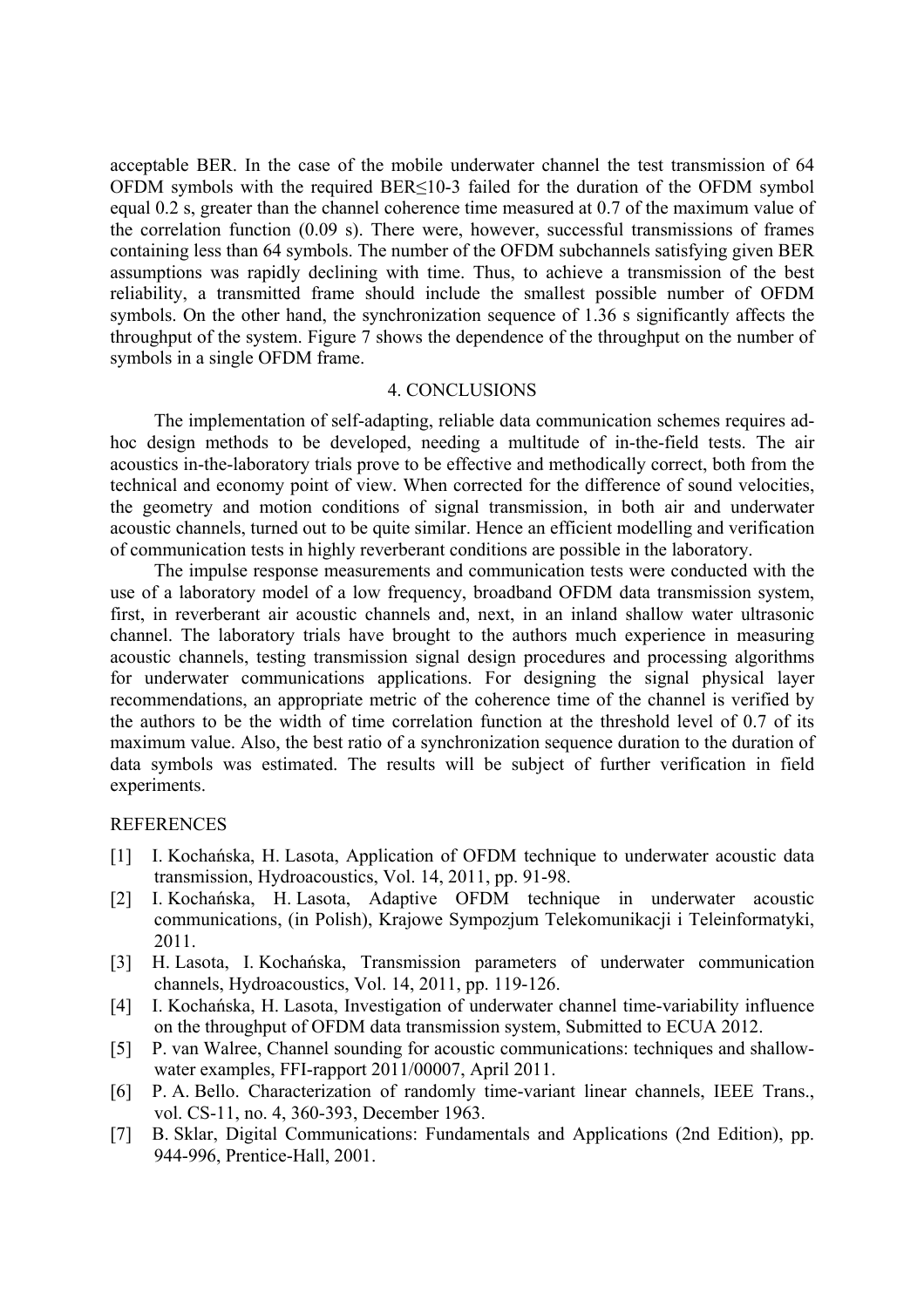acceptable BER. In the case of the mobile underwater channel the test transmission of 64 OFDM symbols with the required BER≤10-3 failed for the duration of the OFDM symbol equal 0.2 s, greater than the channel coherence time measured at 0.7 of the maximum value of the correlation function (0.09 s). There were, however, successful transmissions of frames containing less than 64 symbols. The number of the OFDM subchannels satisfying given BER assumptions was rapidly declining with time. Thus, to achieve a transmission of the best reliability, a transmitted frame should include the smallest possible number of OFDM symbols. On the other hand, the synchronization sequence of 1.36 s significantly affects the throughput of the system. Figure 7 shows the dependence of the throughput on the number of symbols in a single OFDM frame.

## 4. CONCLUSIONS

The implementation of self-adapting, reliable data communication schemes requires ad-hoc design methods to be developed, needing a multitude of in-the-field tests. The air acoustics in-the-laboratory trials prove to be effective and methodically correct, both from the technical and economy point of view. When corrected for the difference of sound velocities, the geometry and motion conditions of signal transmission, in both air and underwater acoustic channels, turned out to be quite similar. Hence an efficient modelling and verification of communication tests in highly reverberant conditions are possible in the laboratory.

The impulse response measurements and communication tests were conducted with the use of a laboratory model of a low frequency, broadband OFDM data transmission system, first, in reverberant air acoustic channels and, next, in an inland shallow water ultrasonic channel. The laboratory trials have brought to the authors much experience in measuring acoustic channels, testing transmission signal design procedures and processing algorithms for underwater communications applications. For designing the signal physical layer recommendations, an appropriate metric of the coherence time of the channel is verified by the authors to be the width of time correlation function at the threshold level of 0.7 of its maximum value. Also, the best ratio of a synchronization sequence duration to the duration of data symbols was estimated. The results will be subject of further verification in field experiments.

## REFERENCES

[1] I. Kochańska, H. Lasota, Application of OFDM technique to underwater acoustic data transmission, Hydroacoustics, Vol. 14, 2011, pp. 91-98.

[2] I. Kochańska, H. Lasota, Adaptive OFDM technique in underwater acoustic communications, (in Polish), Krajowe Sympozjum Telekomunikacji i Teleinformatyki, 2011.

[3] H. Lasota, I. Kochańska, Transmission parameters of underwater communication channels, Hydroacoustics, Vol. 14, 2011, pp. 119-126.

[4] I. Kochańska, H. Lasota, Investigation of underwater channel time-variability influence on the throughput of OFDM data transmission system, Submitted to ECUA 2012.

[5] P. van Walree, Channel sounding for acoustic communications: techniques and shallow-water examples, FFI-rapport 2011/00007, April 2011.

[6] P. A. Bello. Characterization of randomly time-variant linear channels, IEEE Trans., vol. CS-11, no. 4, 360-393, December 1963.

[7] B. Sklar, Digital Communications: Fundamentals and Applications (2nd Edition), pp. 944-996, Prentice-Hall, 2001.